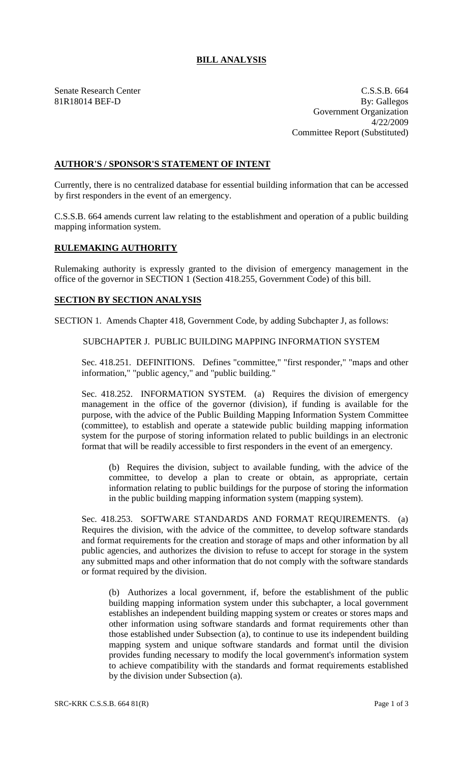# BILL ANALYSIS

Senate Research Center
81R18014 BEF-D

C.S.S.B. 664
By: Gallegos
Government Organization
4/22/2009
Committee Report (Substituted)

## AUTHOR'S / SPONSOR'S STATEMENT OF INTENT

Currently, there is no centralized database for essential building information that can be accessed by first responders in the event of an emergency.

C.S.S.B. 664 amends current law relating to the establishment and operation of a public building mapping information system.

## RULEMAKING AUTHORITY

Rulemaking authority is expressly granted to the division of emergency management in the office of the governor in SECTION 1 (Section 418.255, Government Code) of this bill.

## SECTION BY SECTION ANALYSIS

SECTION 1. Amends Chapter 418, Government Code, by adding Subchapter J, as follows:

SUBCHAPTER J. PUBLIC BUILDING MAPPING INFORMATION SYSTEM

Sec. 418.251. DEFINITIONS. Defines "committee," "first responder," "maps and other information," "public agency," and "public building."

Sec. 418.252. INFORMATION SYSTEM. (a) Requires the division of emergency management in the office of the governor (division), if funding is available for the purpose, with the advice of the Public Building Mapping Information System Committee (committee), to establish and operate a statewide public building mapping information system for the purpose of storing information related to public buildings in an electronic format that will be readily accessible to first responders in the event of an emergency.

(b) Requires the division, subject to available funding, with the advice of the committee, to develop a plan to create or obtain, as appropriate, certain information relating to public buildings for the purpose of storing the information in the public building mapping information system (mapping system).

Sec. 418.253. SOFTWARE STANDARDS AND FORMAT REQUIREMENTS. (a) Requires the division, with the advice of the committee, to develop software standards and format requirements for the creation and storage of maps and other information by all public agencies, and authorizes the division to refuse to accept for storage in the system any submitted maps and other information that do not comply with the software standards or format required by the division.

(b) Authorizes a local government, if, before the establishment of the public building mapping information system under this subchapter, a local government establishes an independent building mapping system or creates or stores maps and other information using software standards and format requirements other than those established under Subsection (a), to continue to use its independent building mapping system and unique software standards and format until the division provides funding necessary to modify the local government's information system to achieve compatibility with the standards and format requirements established by the division under Subsection (a).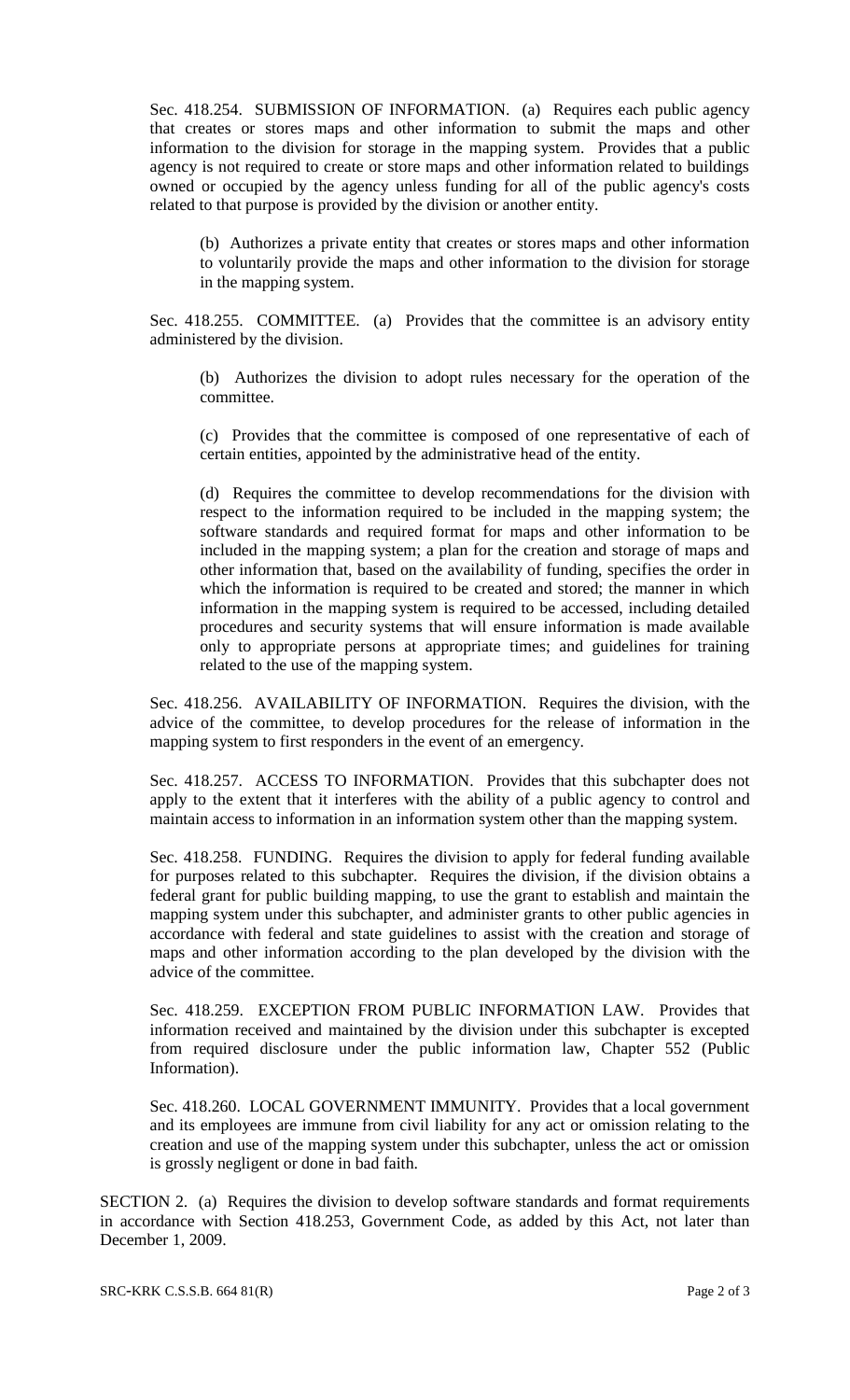Sec. 418.254. SUBMISSION OF INFORMATION. (a) Requires each public agency that creates or stores maps and other information to submit the maps and other information to the division for storage in the mapping system. Provides that a public agency is not required to create or store maps and other information related to buildings owned or occupied by the agency unless funding for all of the public agency's costs related to that purpose is provided by the division or another entity.

(b) Authorizes a private entity that creates or stores maps and other information to voluntarily provide the maps and other information to the division for storage in the mapping system.

Sec. 418.255. COMMITTEE. (a) Provides that the committee is an advisory entity administered by the division.

(b) Authorizes the division to adopt rules necessary for the operation of the committee.

(c) Provides that the committee is composed of one representative of each of certain entities, appointed by the administrative head of the entity.

(d) Requires the committee to develop recommendations for the division with respect to the information required to be included in the mapping system; the software standards and required format for maps and other information to be included in the mapping system; a plan for the creation and storage of maps and other information that, based on the availability of funding, specifies the order in which the information is required to be created and stored; the manner in which information in the mapping system is required to be accessed, including detailed procedures and security systems that will ensure information is made available only to appropriate persons at appropriate times; and guidelines for training related to the use of the mapping system.

Sec. 418.256. AVAILABILITY OF INFORMATION. Requires the division, with the advice of the committee, to develop procedures for the release of information in the mapping system to first responders in the event of an emergency.

Sec. 418.257. ACCESS TO INFORMATION. Provides that this subchapter does not apply to the extent that it interferes with the ability of a public agency to control and maintain access to information in an information system other than the mapping system.

Sec. 418.258. FUNDING. Requires the division to apply for federal funding available for purposes related to this subchapter. Requires the division, if the division obtains a federal grant for public building mapping, to use the grant to establish and maintain the mapping system under this subchapter, and administer grants to other public agencies in accordance with federal and state guidelines to assist with the creation and storage of maps and other information according to the plan developed by the division with the advice of the committee.

Sec. 418.259. EXCEPTION FROM PUBLIC INFORMATION LAW. Provides that information received and maintained by the division under this subchapter is excepted from required disclosure under the public information law, Chapter 552 (Public Information).

Sec. 418.260. LOCAL GOVERNMENT IMMUNITY. Provides that a local government and its employees are immune from civil liability for any act or omission relating to the creation and use of the mapping system under this subchapter, unless the act or omission is grossly negligent or done in bad faith.

SECTION 2. (a) Requires the division to develop software standards and format requirements in accordance with Section 418.253, Government Code, as added by this Act, not later than December 1, 2009.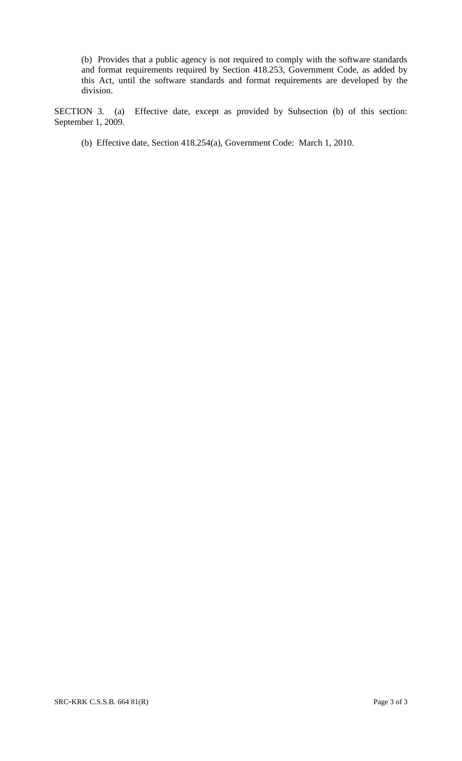(b) Provides that a public agency is not required to comply with the software standards and format requirements required by Section 418.253, Government Code, as added by this Act, until the software standards and format requirements are developed by the division.

SECTION 3. (a) Effective date, except as provided by Subsection (b) of this section: September 1, 2009.

(b) Effective date, Section 418.254(a), Government Code: March 1, 2010.